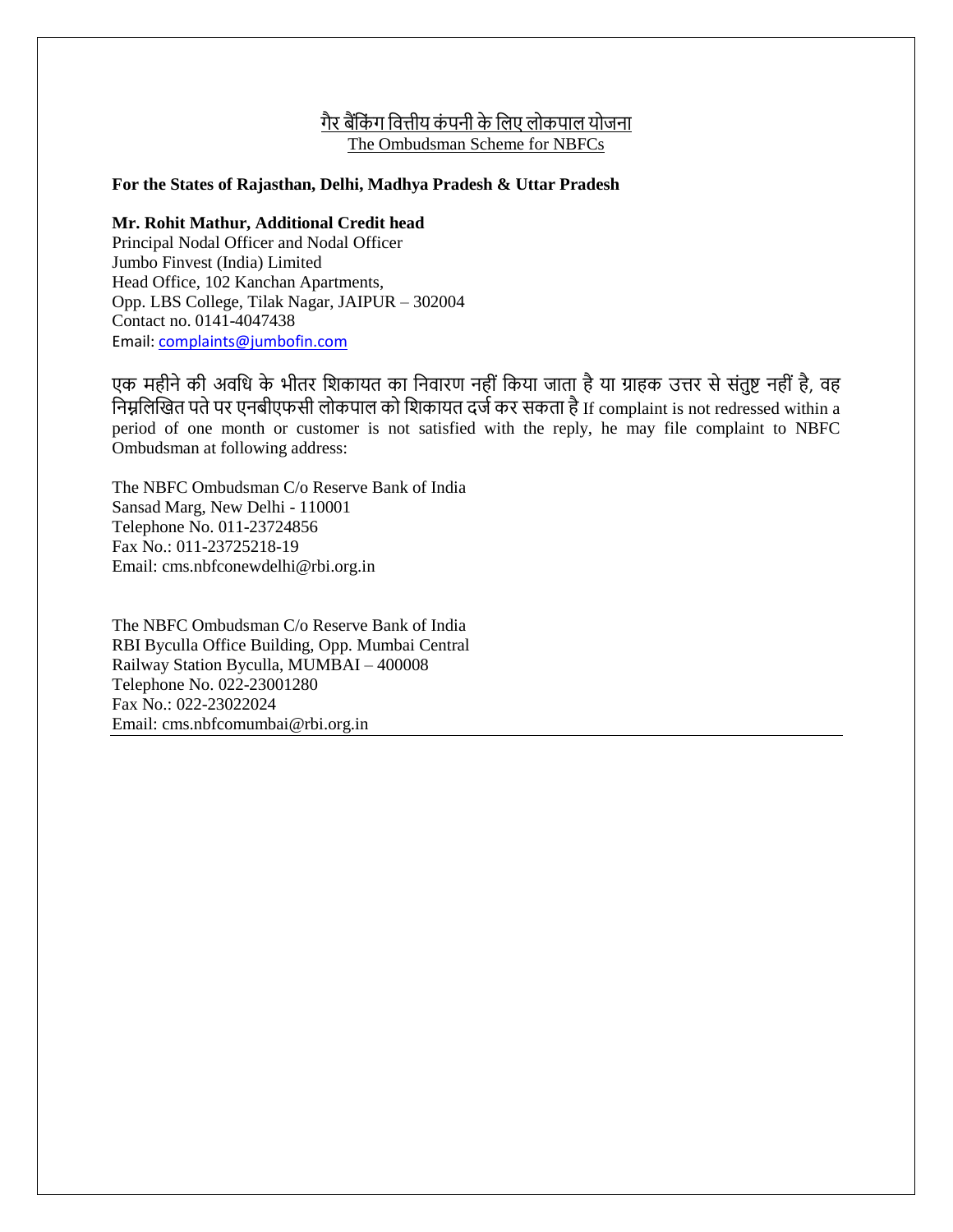# गैर बैंकिंग वित्तीय कंपनी के लिए लोकपाल योजना

The Ombudsman Scheme for NBFCs

**For the States of Rajasthan, Delhi, Madhya Pradesh & Uttar Pradesh**

**Mr. Rohit Mathur, Additional Credit head**
Principal Nodal Officer and Nodal Officer
Jumbo Finvest (India) Limited
Head Office, 102 Kanchan Apartments,
Opp. LBS College, Tilak Nagar, JAIPUR – 302004
Contact no. 0141-4047438
Email: complaints@jumbofin.com

एक महीने की अवधि के भीतर शिकायत का निवारण नहीं किया जाता है या ग्राहक उत्तर से संतुष्ट नहीं है, वह निम्नलिखित पते पर एनबीएफसी लोकपाल को शिकायत दर्ज कर सकता है If complaint is not redressed within a period of one month or customer is not satisfied with the reply, he may file complaint to NBFC Ombudsman at following address:

The NBFC Ombudsman C/o Reserve Bank of India
Sansad Marg, New Delhi - 110001
Telephone No. 011-23724856
Fax No.: 011-23725218-19
Email: cms.nbfconewdelhi@rbi.org.in

The NBFC Ombudsman C/o Reserve Bank of India
RBI Byculla Office Building, Opp. Mumbai Central
Railway Station Byculla, MUMBAI – 400008
Telephone No. 022-23001280
Fax No.: 022-23022024
Email: cms.nbfcomumbai@rbi.org.in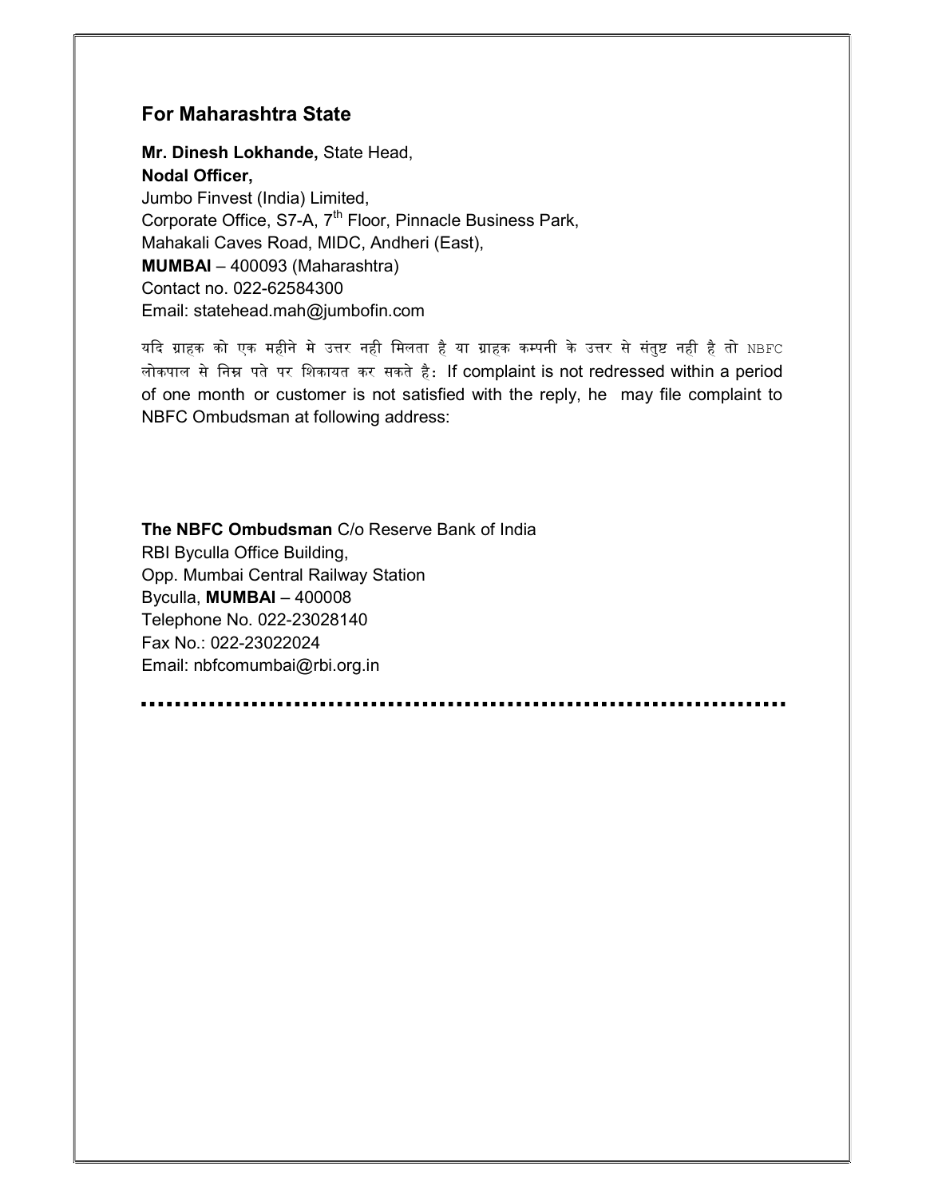## For Maharashtra State

**Mr. Dinesh Lokhande,** State Head,
**Nodal Officer,**
Jumbo Finvest (India) Limited,
Corporate Office, S7-A, 7th Floor, Pinnacle Business Park,
Mahakali Caves Road, MIDC, Andheri (East),
**MUMBAI** – 400093 (Maharashtra)
Contact no. 022-62584300
Email: statehead.mah@jumbofin.com

यदि ग्राहक को एक महीने मे उत्तर नही मिलता है या ग्राहक कम्पनी के उत्तर से संतुष्ट नही है तो NBFC लोकपाल से निम्न पते पर शिकायत कर सकते है: If complaint is not redressed within a period of one month or customer is not satisfied with the reply, he may file complaint to NBFC Ombudsman at following address:

**The NBFC Ombudsman** C/o Reserve Bank of India
RBI Byculla Office Building,
Opp. Mumbai Central Railway Station
Byculla, **MUMBAI** – 400008
Telephone No. 022-23028140
Fax No.: 022-23022024
Email: nbfcomumbai@rbi.org.in